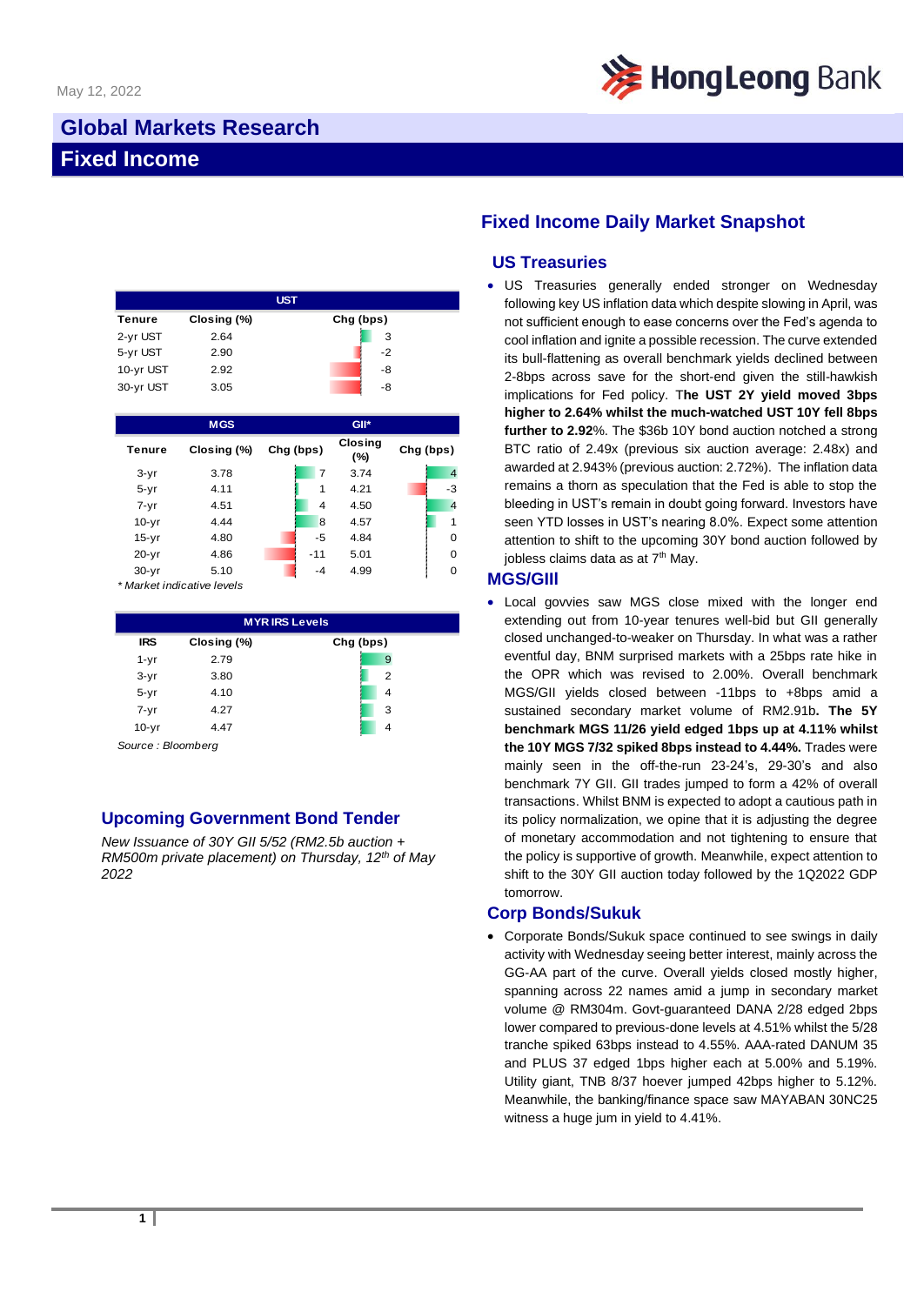May 12, 2022

# Global Markets Research

## Fixed Income

| UST | | |
|---|---|---|
| Tenure | Closing (%) | Chg (bps) |
| 2-yr UST | 2.64 | 3 |
| 5-yr UST | 2.90 | -2 |
| 10-yr UST | 2.92 | -8 |
| 30-yr UST | 3.05 | -8 |

| | MGS | | GII* | |
|---|---|---|---|---|
| Tenure | Closing (%) | Chg (bps) | Closing (%) | Chg (bps) |
| 3-yr | 3.78 | 7 | 3.74 | 4 |
| 5-yr | 4.11 | 1 | 4.21 | -3 |
| 7-yr | 4.51 | 4 | 4.50 | 4 |
| 10-yr | 4.44 | 8 | 4.57 | 1 |
| 15-yr | 4.80 | -5 | 4.84 | 0 |
| 20-yr | 4.86 | -11 | 5.01 | 0 |
| 30-yr | 5.10 | -4 | 4.99 | 0 |

*\* Market indicative levels*

| MYR IRS Levels | | |
|---|---|---|
| IRS | Closing (%) | Chg (bps) |
| 1-yr | 2.79 | 9 |
| 3-yr | 3.80 | 2 |
| 5-yr | 4.10 | 4 |
| 7-yr | 4.27 | 3 |
| 10-yr | 4.47 | 4 |

*Source : Bloomberg*

### Upcoming Government Bond Tender

*New Issuance of 30Y GII 5/52 (RM2.5b auction + RM500m private placement) on Thursday, 12th of May 2022*

## Fixed Income Daily Market Snapshot

### US Treasuries

- US Treasuries generally ended stronger on Wednesday following key US inflation data which despite slowing in April, was not sufficient enough to ease concerns over the Fed's agenda to cool inflation and ignite a possible recession. The curve extended its bull-flattening as overall benchmark yields declined between 2-8bps across save for the short-end given the still-hawkish implications for Fed policy. T**he UST 2Y yield moved 3bps higher to 2.64% whilst the much-watched UST 10Y fell 8bps further to 2.92**%. The $36b 10Y bond auction notched a strong BTC ratio of 2.49x (previous six auction average: 2.48x) and awarded at 2.943% (previous auction: 2.72%). The inflation data remains a thorn as speculation that the Fed is able to stop the bleeding in UST's remain in doubt going forward. Investors have seen YTD losses in UST's nearing 8.0%. Expect some attention attention to shift to the upcoming 30Y bond auction followed by jobless claims data as at 7th May.

### MGS/GIII

- Local govvies saw MGS close mixed with the longer end extending out from 10-year tenures well-bid but GII generally closed unchanged-to-weaker on Thursday. In what was a rather eventful day, BNM surprised markets with a 25bps rate hike in the OPR which was revised to 2.00%. Overall benchmark MGS/GII yields closed between -11bps to +8bps amid a sustained secondary market volume of RM2.91b**. The 5Y benchmark MGS 11/26 yield edged 1bps up at 4.11% whilst the 10Y MGS 7/32 spiked 8bps instead to 4.44%.** Trades were mainly seen in the off-the-run 23-24's, 29-30's and also benchmark 7Y GII. GII trades jumped to form a 42% of overall transactions. Whilst BNM is expected to adopt a cautious path in its policy normalization, we opine that it is adjusting the degree of monetary accommodation and not tightening to ensure that the policy is supportive of growth. Meanwhile, expect attention to shift to the 30Y GII auction today followed by the 1Q2022 GDP tomorrow.

### Corp Bonds/Sukuk

- Corporate Bonds/Sukuk space continued to see swings in daily activity with Wednesday seeing better interest, mainly across the GG-AA part of the curve. Overall yields closed mostly higher, spanning across 22 names amid a jump in secondary market volume @ RM304m. Govt-guaranteed DANA 2/28 edged 2bps lower compared to previous-done levels at 4.51% whilst the 5/28 tranche spiked 63bps instead to 4.55%. AAA-rated DANUM 35 and PLUS 37 edged 1bps higher each at 5.00% and 5.19%. Utility giant, TNB 8/37 hoever jumped 42bps higher to 5.12%. Meanwhile, the banking/finance space saw MAYABAN 30NC25 witness a huge jum in yield to 4.41%.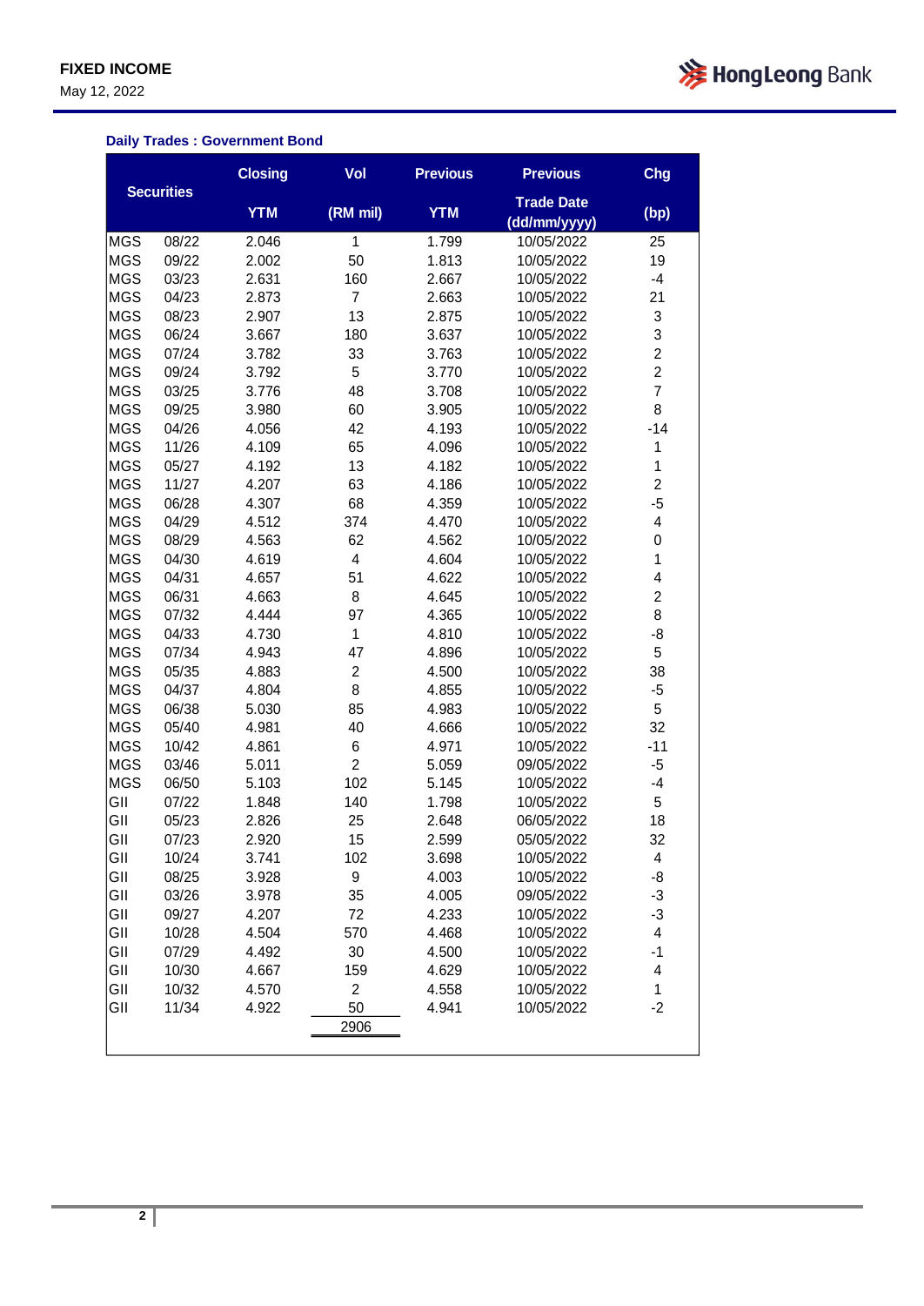**FIXED INCOME**

May 12, 2022

### Daily Trades : Government Bond

| Securities | | Closing YTM | Vol (RM mil) | Previous YTM | Previous Trade Date (dd/mm/yyyy) | Chg (bp) |
|---|---|---|---|---|---|---|
| MGS | 08/22 | 2.046 | 1 | 1.799 | 10/05/2022 | 25 |
| MGS | 09/22 | 2.002 | 50 | 1.813 | 10/05/2022 | 19 |
| MGS | 03/23 | 2.631 | 160 | 2.667 | 10/05/2022 | -4 |
| MGS | 04/23 | 2.873 | 7 | 2.663 | 10/05/2022 | 21 |
| MGS | 08/23 | 2.907 | 13 | 2.875 | 10/05/2022 | 3 |
| MGS | 06/24 | 3.667 | 180 | 3.637 | 10/05/2022 | 3 |
| MGS | 07/24 | 3.782 | 33 | 3.763 | 10/05/2022 | 2 |
| MGS | 09/24 | 3.792 | 5 | 3.770 | 10/05/2022 | 2 |
| MGS | 03/25 | 3.776 | 48 | 3.708 | 10/05/2022 | 7 |
| MGS | 09/25 | 3.980 | 60 | 3.905 | 10/05/2022 | 8 |
| MGS | 04/26 | 4.056 | 42 | 4.193 | 10/05/2022 | -14 |
| MGS | 11/26 | 4.109 | 65 | 4.096 | 10/05/2022 | 1 |
| MGS | 05/27 | 4.192 | 13 | 4.182 | 10/05/2022 | 1 |
| MGS | 11/27 | 4.207 | 63 | 4.186 | 10/05/2022 | 2 |
| MGS | 06/28 | 4.307 | 68 | 4.359 | 10/05/2022 | -5 |
| MGS | 04/29 | 4.512 | 374 | 4.470 | 10/05/2022 | 4 |
| MGS | 08/29 | 4.563 | 62 | 4.562 | 10/05/2022 | 0 |
| MGS | 04/30 | 4.619 | 4 | 4.604 | 10/05/2022 | 1 |
| MGS | 04/31 | 4.657 | 51 | 4.622 | 10/05/2022 | 4 |
| MGS | 06/31 | 4.663 | 8 | 4.645 | 10/05/2022 | 2 |
| MGS | 07/32 | 4.444 | 97 | 4.365 | 10/05/2022 | 8 |
| MGS | 04/33 | 4.730 | 1 | 4.810 | 10/05/2022 | -8 |
| MGS | 07/34 | 4.943 | 47 | 4.896 | 10/05/2022 | 5 |
| MGS | 05/35 | 4.883 | 2 | 4.500 | 10/05/2022 | 38 |
| MGS | 04/37 | 4.804 | 8 | 4.855 | 10/05/2022 | -5 |
| MGS | 06/38 | 5.030 | 85 | 4.983 | 10/05/2022 | 5 |
| MGS | 05/40 | 4.981 | 40 | 4.666 | 10/05/2022 | 32 |
| MGS | 10/42 | 4.861 | 6 | 4.971 | 10/05/2022 | -11 |
| MGS | 03/46 | 5.011 | 2 | 5.059 | 09/05/2022 | -5 |
| MGS | 06/50 | 5.103 | 102 | 5.145 | 10/05/2022 | -4 |
| GII | 07/22 | 1.848 | 140 | 1.798 | 10/05/2022 | 5 |
| GII | 05/23 | 2.826 | 25 | 2.648 | 06/05/2022 | 18 |
| GII | 07/23 | 2.920 | 15 | 2.599 | 05/05/2022 | 32 |
| GII | 10/24 | 3.741 | 102 | 3.698 | 10/05/2022 | 4 |
| GII | 08/25 | 3.928 | 9 | 4.003 | 10/05/2022 | -8 |
| GII | 03/26 | 3.978 | 35 | 4.005 | 09/05/2022 | -3 |
| GII | 09/27 | 4.207 | 72 | 4.233 | 10/05/2022 | -3 |
| GII | 10/28 | 4.504 | 570 | 4.468 | 10/05/2022 | 4 |
| GII | 07/29 | 4.492 | 30 | 4.500 | 10/05/2022 | -1 |
| GII | 10/30 | 4.667 | 159 | 4.629 | 10/05/2022 | 4 |
| GII | 10/32 | 4.570 | 2 | 4.558 | 10/05/2022 | 1 |
| GII | 11/34 | 4.922 | 50 | 4.941 | 10/05/2022 | -2 |
| | | | 2906 | | | |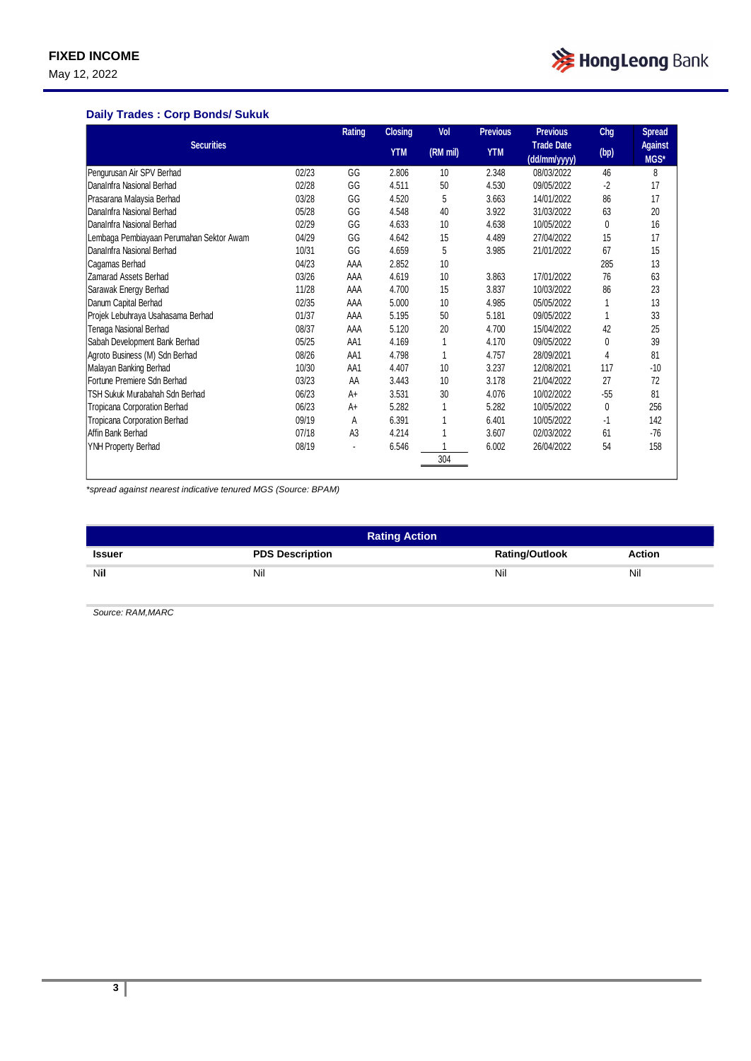## Daily Trades : Corp Bonds/ Sukuk

| Securities | | Rating | Closing YTM | Vol (RM mil) | Previous YTM | Previous Trade Date (dd/mm/yyyy) | Chg (bp) | Spread Against MGS* |
|---|---|---|---|---|---|---|---|---|
| Pengurusan Air SPV Berhad | 02/23 | GG | 2.806 | 10 | 2.348 | 08/03/2022 | 46 | 8 |
| DanaInfra Nasional Berhad | 02/28 | GG | 4.511 | 50 | 4.530 | 09/05/2022 | -2 | 17 |
| Prasarana Malaysia Berhad | 03/28 | GG | 4.520 | 5 | 3.663 | 14/01/2022 | 86 | 17 |
| DanaInfra Nasional Berhad | 05/28 | GG | 4.548 | 40 | 3.922 | 31/03/2022 | 63 | 20 |
| DanaInfra Nasional Berhad | 02/29 | GG | 4.633 | 10 | 4.638 | 10/05/2022 | 0 | 16 |
| Lembaga Pembiayaan Perumahan Sektor Awam | 04/29 | GG | 4.642 | 15 | 4.489 | 27/04/2022 | 15 | 17 |
| DanaInfra Nasional Berhad | 10/31 | GG | 4.659 | 5 | 3.985 | 21/01/2022 | 67 | 15 |
| Cagamas Berhad | 04/23 | AAA | 2.852 | 10 | | | 285 | 13 |
| Zamarad Assets Berhad | 03/26 | AAA | 4.619 | 10 | 3.863 | 17/01/2022 | 76 | 63 |
| Sarawak Energy Berhad | 11/28 | AAA | 4.700 | 15 | 3.837 | 10/03/2022 | 86 | 23 |
| Danum Capital Berhad | 02/35 | AAA | 5.000 | 10 | 4.985 | 05/05/2022 | 1 | 13 |
| Projek Lebuhraya Usahasama Berhad | 01/37 | AAA | 5.195 | 50 | 5.181 | 09/05/2022 | 1 | 33 |
| Tenaga Nasional Berhad | 08/37 | AAA | 5.120 | 20 | 4.700 | 15/04/2022 | 42 | 25 |
| Sabah Development Bank Berhad | 05/25 | AA1 | 4.169 | 1 | 4.170 | 09/05/2022 | 0 | 39 |
| Agroto Business (M) Sdn Berhad | 08/26 | AA1 | 4.798 | 1 | 4.757 | 28/09/2021 | 4 | 81 |
| Malayan Banking Berhad | 10/30 | AA1 | 4.407 | 10 | 3.237 | 12/08/2021 | 117 | -10 |
| Fortune Premiere Sdn Berhad | 03/23 | AA | 3.443 | 10 | 3.178 | 21/04/2022 | 27 | 72 |
| TSH Sukuk Murabahah Sdn Berhad | 06/23 | A+ | 3.531 | 30 | 4.076 | 10/02/2022 | -55 | 81 |
| Tropicana Corporation Berhad | 06/23 | A+ | 5.282 | 1 | 5.282 | 10/05/2022 | 0 | 256 |
| Tropicana Corporation Berhad | 09/19 | A | 6.391 | 1 | 6.401 | 10/05/2022 | -1 | 142 |
| Affin Bank Berhad | 07/18 | A3 | 4.214 | 1 | 3.607 | 02/03/2022 | 61 | -76 |
| YNH Property Berhad | 08/19 | - | 6.546 | 1 | 6.002 | 26/04/2022 | 54 | 158 |
| | | | | 304 | | | | |

*spread against nearest indicative tenured MGS (Source: BPAM)*

**Rating Action**

| Issuer | PDS Description | Rating/Outlook | Action |
|---|---|---|---|
| Nil | Nil | Nil | Nil |

*Source: RAM,MARC*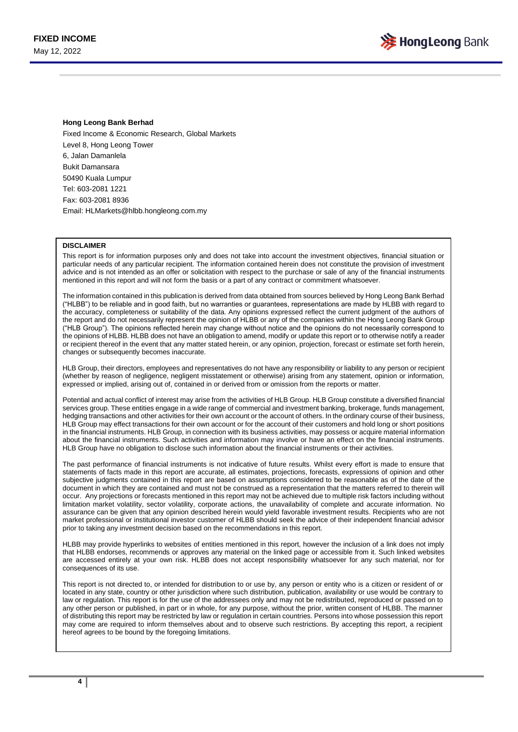**Hong Leong Bank Berhad**

Fixed Income & Economic Research, Global Markets
Level 8, Hong Leong Tower
6, Jalan Damanlela
Bukit Damansara
50490 Kuala Lumpur
Tel: 603-2081 1221
Fax: 603-2081 8936
Email: HLMarkets@hlbb.hongleong.com.my

**DISCLAIMER**

This report is for information purposes only and does not take into account the investment objectives, financial situation or particular needs of any particular recipient. The information contained herein does not constitute the provision of investment advice and is not intended as an offer or solicitation with respect to the purchase or sale of any of the financial instruments mentioned in this report and will not form the basis or a part of any contract or commitment whatsoever.

The information contained in this publication is derived from data obtained from sources believed by Hong Leong Bank Berhad ("HLBB") to be reliable and in good faith, but no warranties or guarantees, representations are made by HLBB with regard to the accuracy, completeness or suitability of the data. Any opinions expressed reflect the current judgment of the authors of the report and do not necessarily represent the opinion of HLBB or any of the companies within the Hong Leong Bank Group ("HLB Group"). The opinions reflected herein may change without notice and the opinions do not necessarily correspond to the opinions of HLBB. HLBB does not have an obligation to amend, modify or update this report or to otherwise notify a reader or recipient thereof in the event that any matter stated herein, or any opinion, projection, forecast or estimate set forth herein, changes or subsequently becomes inaccurate.

HLB Group, their directors, employees and representatives do not have any responsibility or liability to any person or recipient (whether by reason of negligence, negligent misstatement or otherwise) arising from any statement, opinion or information, expressed or implied, arising out of, contained in or derived from or omission from the reports or matter.

Potential and actual conflict of interest may arise from the activities of HLB Group. HLB Group constitute a diversified financial services group. These entities engage in a wide range of commercial and investment banking, brokerage, funds management, hedging transactions and other activities for their own account or the account of others. In the ordinary course of their business, HLB Group may effect transactions for their own account or for the account of their customers and hold long or short positions in the financial instruments. HLB Group, in connection with its business activities, may possess or acquire material information about the financial instruments. Such activities and information may involve or have an effect on the financial instruments. HLB Group have no obligation to disclose such information about the financial instruments or their activities.

The past performance of financial instruments is not indicative of future results. Whilst every effort is made to ensure that statements of facts made in this report are accurate, all estimates, projections, forecasts, expressions of opinion and other subjective judgments contained in this report are based on assumptions considered to be reasonable as of the date of the document in which they are contained and must not be construed as a representation that the matters referred to therein will occur. Any projections or forecasts mentioned in this report may not be achieved due to multiple risk factors including without limitation market volatility, sector volatility, corporate actions, the unavailability of complete and accurate information. No assurance can be given that any opinion described herein would yield favorable investment results. Recipients who are not market professional or institutional investor customer of HLBB should seek the advice of their independent financial advisor prior to taking any investment decision based on the recommendations in this report.

HLBB may provide hyperlinks to websites of entities mentioned in this report, however the inclusion of a link does not imply that HLBB endorses, recommends or approves any material on the linked page or accessible from it. Such linked websites are accessed entirely at your own risk. HLBB does not accept responsibility whatsoever for any such material, nor for consequences of its use.

This report is not directed to, or intended for distribution to or use by, any person or entity who is a citizen or resident of or located in any state, country or other jurisdiction where such distribution, publication, availability or use would be contrary to law or regulation. This report is for the use of the addressees only and may not be redistributed, reproduced or passed on to any other person or published, in part or in whole, for any purpose, without the prior, written consent of HLBB. The manner of distributing this report may be restricted by law or regulation in certain countries. Persons into whose possession this report may come are required to inform themselves about and to observe such restrictions. By accepting this report, a recipient hereof agrees to be bound by the foregoing limitations.